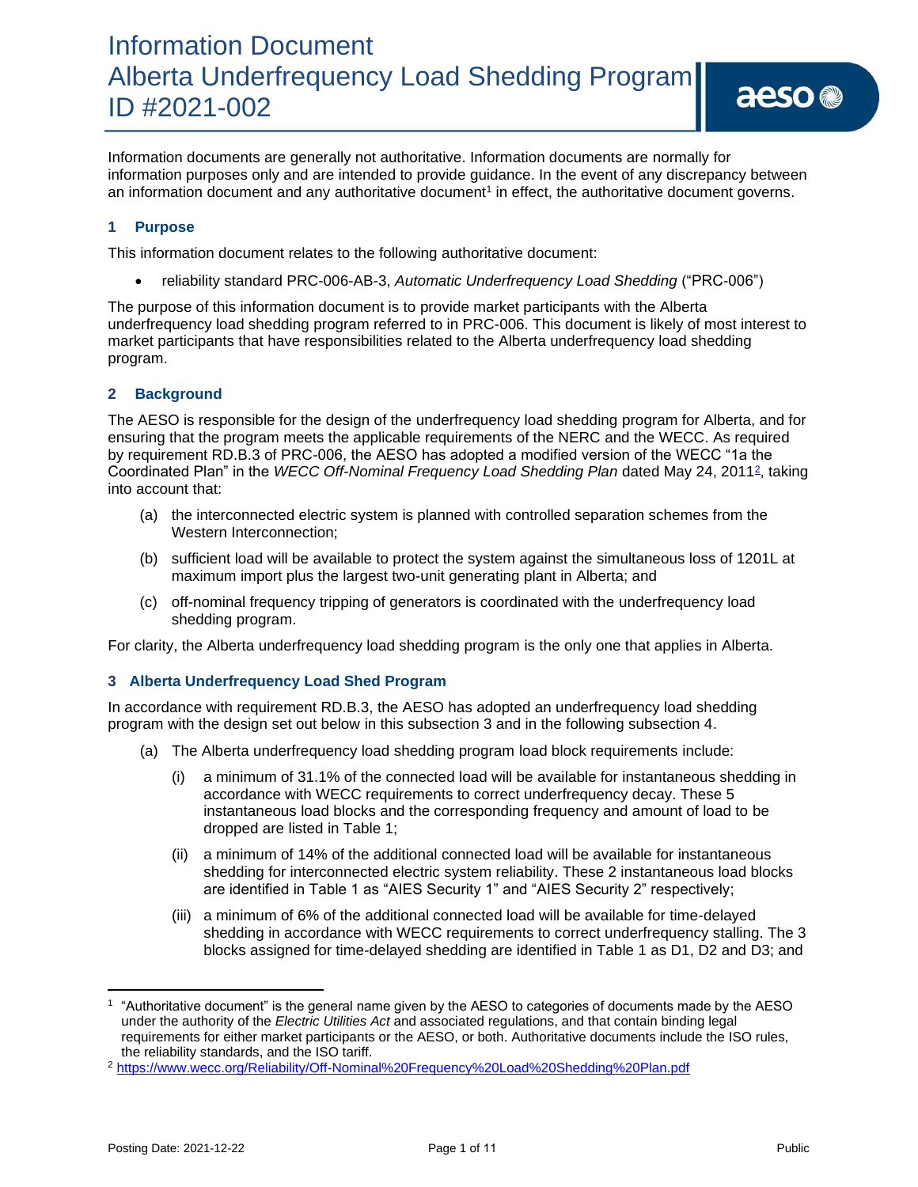# Information Document Alberta Underfrequency Load Shedding Program ID #2021-002

Information documents are generally not authoritative. Information documents are normally for information purposes only and are intended to provide guidance. In the event of any discrepancy between an information document and any authoritative document[1] in effect, the authoritative document governs.

## 1 Purpose

This information document relates to the following authoritative document:

- reliability standard PRC-006-AB-3, *Automatic Underfrequency Load Shedding* ("PRC-006")

The purpose of this information document is to provide market participants with the Alberta underfrequency load shedding program referred to in PRC-006. This document is likely of most interest to market participants that have responsibilities related to the Alberta underfrequency load shedding program.

## 2 Background

The AESO is responsible for the design of the underfrequency load shedding program for Alberta, and for ensuring that the program meets the applicable requirements of the NERC and the WECC. As required by requirement RD.B.3 of PRC-006, the AESO has adopted a modified version of the WECC "1a the Coordinated Plan" in the *WECC Off-Nominal Frequency Load Shedding Plan* dated May 24, 2011[2], taking into account that:

(a) the interconnected electric system is planned with controlled separation schemes from the Western Interconnection;

(b) sufficient load will be available to protect the system against the simultaneous loss of 1201L at maximum import plus the largest two-unit generating plant in Alberta; and

(c) off-nominal frequency tripping of generators is coordinated with the underfrequency load shedding program.

For clarity, the Alberta underfrequency load shedding program is the only one that applies in Alberta.

## 3 Alberta Underfrequency Load Shed Program

In accordance with requirement RD.B.3, the AESO has adopted an underfrequency load shedding program with the design set out below in this subsection 3 and in the following subsection 4.

(a) The Alberta underfrequency load shedding program load block requirements include:

(i) a minimum of 31.1% of the connected load will be available for instantaneous shedding in accordance with WECC requirements to correct underfrequency decay. These 5 instantaneous load blocks and the corresponding frequency and amount of load to be dropped are listed in Table 1;

(ii) a minimum of 14% of the additional connected load will be available for instantaneous shedding for interconnected electric system reliability. These 2 instantaneous load blocks are identified in Table 1 as "AIES Security 1" and "AIES Security 2" respectively;

(iii) a minimum of 6% of the additional connected load will be available for time-delayed shedding in accordance with WECC requirements to correct underfrequency stalling. The 3 blocks assigned for time-delayed shedding are identified in Table 1 as D1, D2 and D3; and

---

[1] "Authoritative document" is the general name given by the AESO to categories of documents made by the AESO under the authority of the *Electric Utilities Act* and associated regulations, and that contain binding legal requirements for either market participants or the AESO, or both. Authoritative documents include the ISO rules, the reliability standards, and the ISO tariff.

[2] https://www.wecc.org/Reliability/Off-Nominal%20Frequency%20Load%20Shedding%20Plan.pdf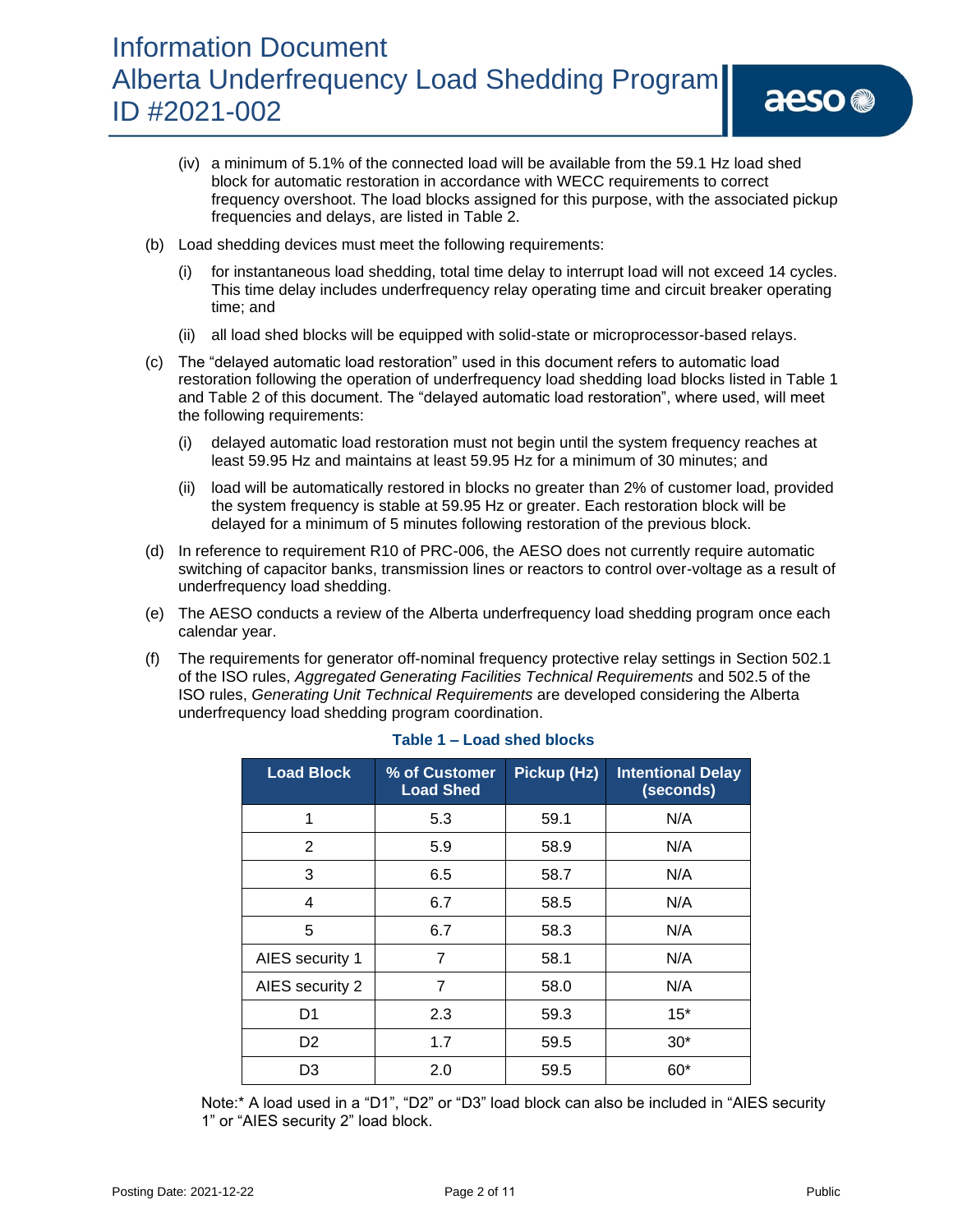(iv) a minimum of 5.1% of the connected load will be available from the 59.1 Hz load shed block for automatic restoration in accordance with WECC requirements to correct frequency overshoot. The load blocks assigned for this purpose, with the associated pickup frequencies and delays, are listed in Table 2.

(b) Load shedding devices must meet the following requirements:

(i) for instantaneous load shedding, total time delay to interrupt load will not exceed 14 cycles. This time delay includes underfrequency relay operating time and circuit breaker operating time; and

(ii) all load shed blocks will be equipped with solid-state or microprocessor-based relays.

(c) The "delayed automatic load restoration" used in this document refers to automatic load restoration following the operation of underfrequency load shedding load blocks listed in Table 1 and Table 2 of this document. The "delayed automatic load restoration", where used, will meet the following requirements:

(i) delayed automatic load restoration must not begin until the system frequency reaches at least 59.95 Hz and maintains at least 59.95 Hz for a minimum of 30 minutes; and

(ii) load will be automatically restored in blocks no greater than 2% of customer load, provided the system frequency is stable at 59.95 Hz or greater. Each restoration block will be delayed for a minimum of 5 minutes following restoration of the previous block.

(d) In reference to requirement R10 of PRC-006, the AESO does not currently require automatic switching of capacitor banks, transmission lines or reactors to control over-voltage as a result of underfrequency load shedding.

(e) The AESO conducts a review of the Alberta underfrequency load shedding program once each calendar year.

(f) The requirements for generator off-nominal frequency protective relay settings in Section 502.1 of the ISO rules, *Aggregated Generating Facilities Technical Requirements* and 502.5 of the ISO rules, *Generating Unit Technical Requirements* are developed considering the Alberta underfrequency load shedding program coordination.

**Table 1 – Load shed blocks**

| Load Block | % of Customer Load Shed | Pickup (Hz) | Intentional Delay (seconds) |
|---|---|---|---|
| 1 | 5.3 | 59.1 | N/A |
| 2 | 5.9 | 58.9 | N/A |
| 3 | 6.5 | 58.7 | N/A |
| 4 | 6.7 | 58.5 | N/A |
| 5 | 6.7 | 58.3 | N/A |
| AIES security 1 | 7 | 58.1 | N/A |
| AIES security 2 | 7 | 58.0 | N/A |
| D1 | 2.3 | 59.3 | 15* |
| D2 | 1.7 | 59.5 | 30* |
| D3 | 2.0 | 59.5 | 60* |

Note:* A load used in a "D1", "D2" or "D3" load block can also be included in "AIES security 1" or "AIES security 2" load block.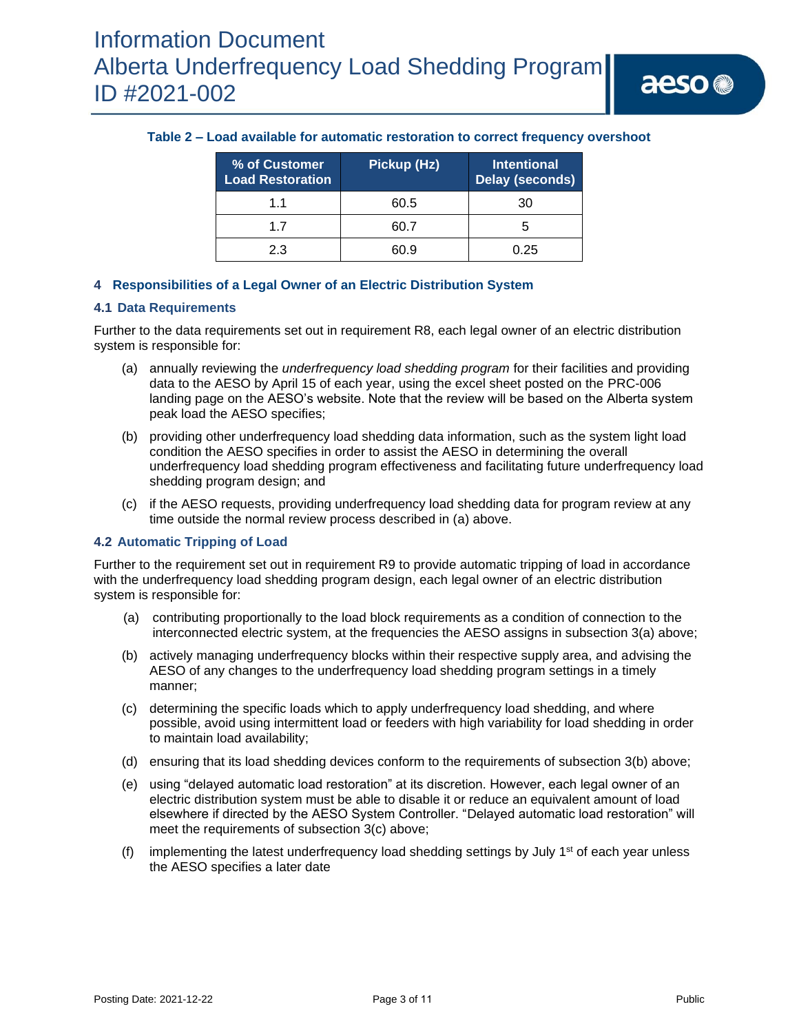**Table 2 – Load available for automatic restoration to correct frequency overshoot**

| % of Customer Load Restoration | Pickup (Hz) | Intentional Delay (seconds) |
|---|---|---|
| 1.1 | 60.5 | 30 |
| 1.7 | 60.7 | 5 |
| 2.3 | 60.9 | 0.25 |

## 4 Responsibilities of a Legal Owner of an Electric Distribution System

### 4.1 Data Requirements

Further to the data requirements set out in requirement R8, each legal owner of an electric distribution system is responsible for:

(a) annually reviewing the *underfrequency load shedding program* for their facilities and providing data to the AESO by April 15 of each year, using the excel sheet posted on the PRC-006 landing page on the AESO's website. Note that the review will be based on the Alberta system peak load the AESO specifies;

(b) providing other underfrequency load shedding data information, such as the system light load condition the AESO specifies in order to assist the AESO in determining the overall underfrequency load shedding program effectiveness and facilitating future underfrequency load shedding program design; and

(c) if the AESO requests, providing underfrequency load shedding data for program review at any time outside the normal review process described in (a) above.

### 4.2 Automatic Tripping of Load

Further to the requirement set out in requirement R9 to provide automatic tripping of load in accordance with the underfrequency load shedding program design, each legal owner of an electric distribution system is responsible for:

(a) contributing proportionally to the load block requirements as a condition of connection to the interconnected electric system, at the frequencies the AESO assigns in subsection 3(a) above;

(b) actively managing underfrequency blocks within their respective supply area, and advising the AESO of any changes to the underfrequency load shedding program settings in a timely manner;

(c) determining the specific loads which to apply underfrequency load shedding, and where possible, avoid using intermittent load or feeders with high variability for load shedding in order to maintain load availability;

(d) ensuring that its load shedding devices conform to the requirements of subsection 3(b) above;

(e) using "delayed automatic load restoration" at its discretion. However, each legal owner of an electric distribution system must be able to disable it or reduce an equivalent amount of load elsewhere if directed by the AESO System Controller. "Delayed automatic load restoration" will meet the requirements of subsection 3(c) above;

(f) implementing the latest underfrequency load shedding settings by July 1st of each year unless the AESO specifies a later date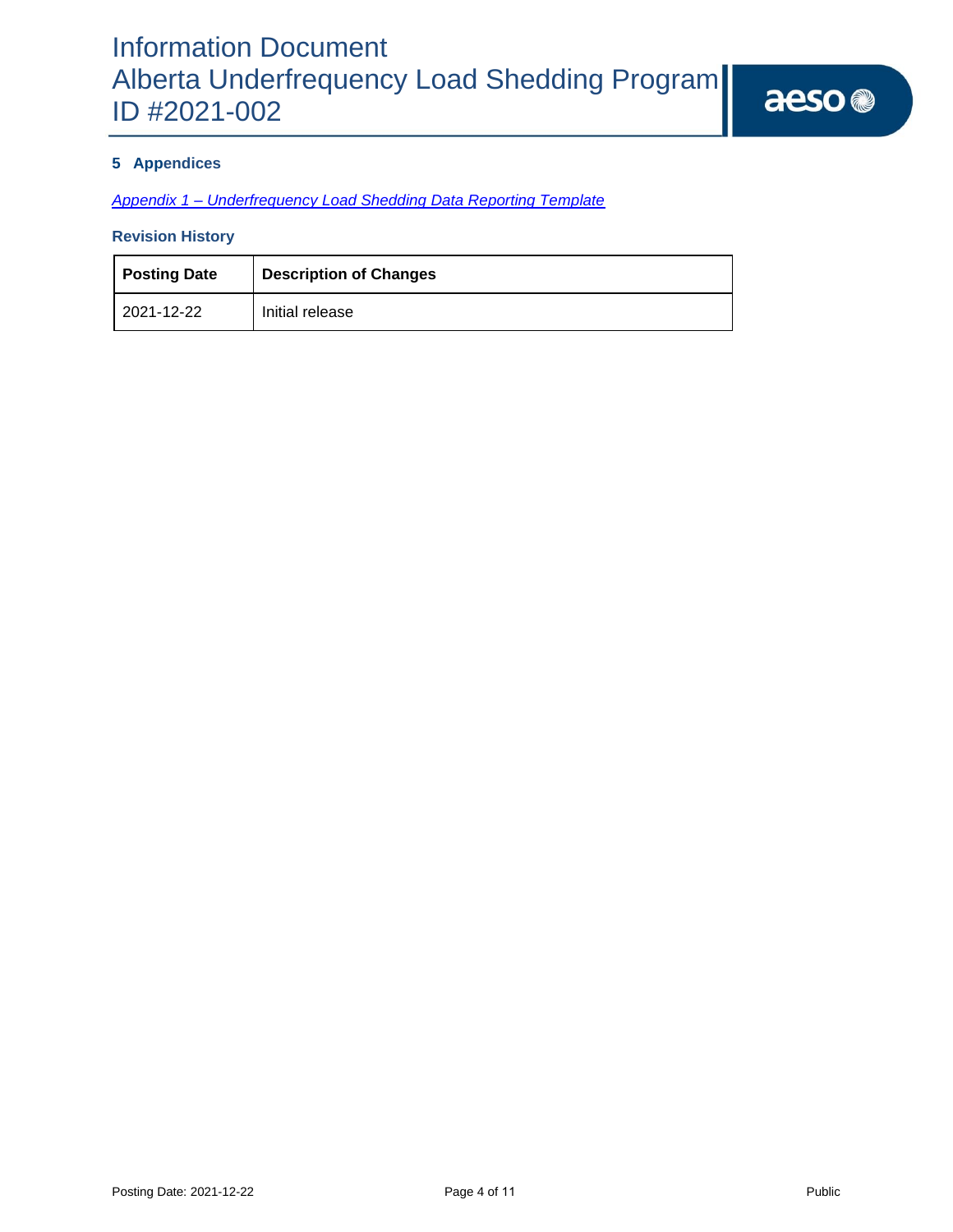## 5 Appendices

*[Appendix 1 – Underfrequency Load Shedding Data Reporting Template]()*

### Revision History

| Posting Date | Description of Changes |
|---|---|
| 2021-12-22 | Initial release |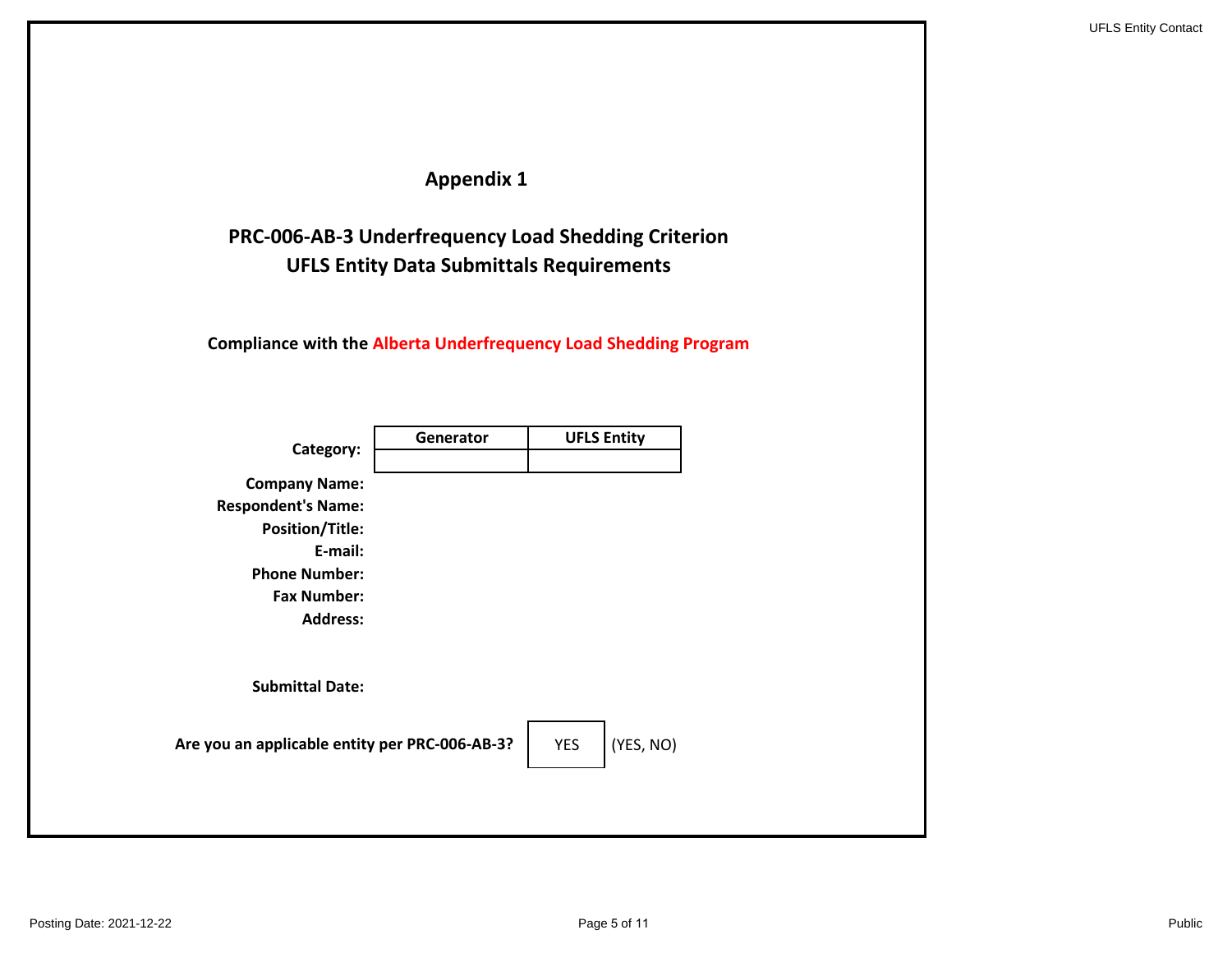# Appendix 1

## PRC-006-AB-3 Underfrequency Load Shedding Criterion
## UFLS Entity Data Submittals Requirements

**Compliance with the Alberta Underfrequency Load Shedding Program**

**Category:**

| Generator | UFLS Entity |
|---|---|
| | |

**Company Name:**
**Respondent's Name:**
**Position/Title:**
**E-mail:**
**Phone Number:**
**Fax Number:**
**Address:**

**Submittal Date:**

**Are you an applicable entity per PRC-006-AB-3?** YES (YES, NO)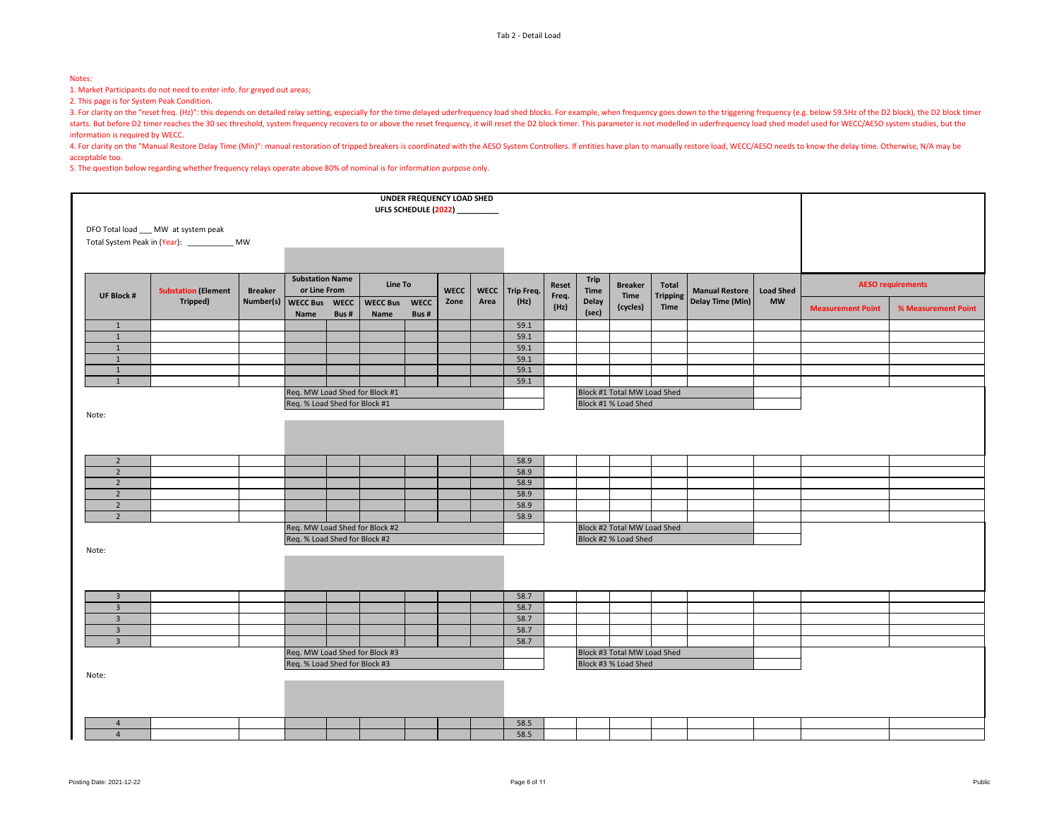Tab 2 - Detail Load

Notes:

1. Market Participants do not need to enter info. for greyed out areas;
2. This page is for System Peak Condition.
3. For clarity on the "reset freq. (Hz)": this depends on detailed relay setting, especially for the time delayed uderfrequency load shed blocks. For example, when frequency goes down to the triggering frequency (e.g. below 59.5Hz of the D2 block), the D2 block timer starts. But before D2 timer reaches the 30 sec threshold, system frequency recovers to or above the reset frequency, it will reset the D2 block timer. This parameter is not modelled in underfrequency load shed model used for WECC/AESO system studies, but the information is required by WECC.
4. For clarity on the "Manual Restore Delay Time (Min)": manual restoration of tripped breakers is coordinated with the AESO System Controllers. If entities have plan to manually restore load, WECC/AESO needs to know the delay time. Otherwise, N/A may be acceptable too.
5. The question below regarding whether frequency relays operate above 80% of nominal is for information purpose only.

**UNDER FREQUENCY LOAD SHED**
**UFLS SCHEDULE (2022) __________**

DFO Total load ___ MW at system peak

Total System Peak in (Year): ___________ MW

| UF Block # | Substation (Element Tripped) | Breaker Number(s) | Substation Name or Line From | | Line To | | WECC Zone | WECC Area | Trip Freq. (Hz) | Reset Freq. (Hz) | Trip Time Delay (sec) | Breaker Time (cycles) | Total Tripping Time | Manual Restore Delay Time (Min) | Load Shed MW | AESO requirements | |
|---|---|---|---|---|---|---|---|---|---|---|---|---|---|---|---|---|---|
| | | | WECC Bus Name | WECC Bus # | WECC Bus Name | WECC Bus # | | | | | | | | | | Measurement Point | % Measurement Point |
| 1 | | | | | | | | | 59.1 | | | | | | | | |
| 1 | | | | | | | | | 59.1 | | | | | | | | |
| 1 | | | | | | | | | 59.1 | | | | | | | | |
| 1 | | | | | | | | | 59.1 | | | | | | | | |
| 1 | | | | | | | | | 59.1 | | | | | | | | |
| 1 | | | | | | | | | 59.1 | | | | | | | | |
| | | | Req. MW Load Shed for Block #1 | | | | | | | | Block #1 Total MW Load Shed | | | | | | |
| | | | Req. % Load Shed for Block #1 | | | | | | | | Block #1 % Load Shed | | | | | | |

Note:

| UF Block # | Substation (Element Tripped) | Breaker Number(s) | WECC Bus Name | WECC Bus # | WECC Bus Name | WECC Bus # | WECC Zone | WECC Area | Trip Freq. (Hz) | Reset Freq. (Hz) | Trip Time Delay (sec) | Breaker Time (cycles) | Total Tripping Time | Manual Restore Delay Time (Min) | Load Shed MW | Measurement Point | % Measurement Point |
|---|---|---|---|---|---|---|---|---|---|---|---|---|---|---|---|---|---|
| 2 | | | | | | | | | 58.9 | | | | | | | | |
| 2 | | | | | | | | | 58.9 | | | | | | | | |
| 2 | | | | | | | | | 58.9 | | | | | | | | |
| 2 | | | | | | | | | 58.9 | | | | | | | | |
| 2 | | | | | | | | | 58.9 | | | | | | | | |
| 2 | | | | | | | | | 58.9 | | | | | | | | |
| | | | Req. MW Load Shed for Block #2 | | | | | | | | Block #2 Total MW Load Shed | | | | | | |
| | | | Req. % Load Shed for Block #2 | | | | | | | | Block #2 % Load Shed | | | | | | |

Note:

| UF Block # | Substation (Element Tripped) | Breaker Number(s) | WECC Bus Name | WECC Bus # | WECC Bus Name | WECC Bus # | WECC Zone | WECC Area | Trip Freq. (Hz) | Reset Freq. (Hz) | Trip Time Delay (sec) | Breaker Time (cycles) | Total Tripping Time | Manual Restore Delay Time (Min) | Load Shed MW | Measurement Point | % Measurement Point |
|---|---|---|---|---|---|---|---|---|---|---|---|---|---|---|---|---|---|
| 3 | | | | | | | | | 58.7 | | | | | | | | |
| 3 | | | | | | | | | 58.7 | | | | | | | | |
| 3 | | | | | | | | | 58.7 | | | | | | | | |
| 3 | | | | | | | | | 58.7 | | | | | | | | |
| 3 | | | | | | | | | 58.7 | | | | | | | | |
| | | | Req. MW Load Shed for Block #3 | | | | | | | | Block #3 Total MW Load Shed | | | | | | |
| | | | Req. % Load Shed for Block #3 | | | | | | | | Block #3 % Load Shed | | | | | | |

Note:

| UF Block # | Substation (Element Tripped) | Breaker Number(s) | WECC Bus Name | WECC Bus # | WECC Bus Name | WECC Bus # | WECC Zone | WECC Area | Trip Freq. (Hz) | Reset Freq. (Hz) | Trip Time Delay (sec) | Breaker Time (cycles) | Total Tripping Time | Manual Restore Delay Time (Min) | Load Shed MW | Measurement Point | % Measurement Point |
|---|---|---|---|---|---|---|---|---|---|---|---|---|---|---|---|---|---|
| 4 | | | | | | | | | 58.5 | | | | | | | | |
| 4 | | | | | | | | | 58.5 | | | | | | | | |

Posting Date: 2021-12-22

Public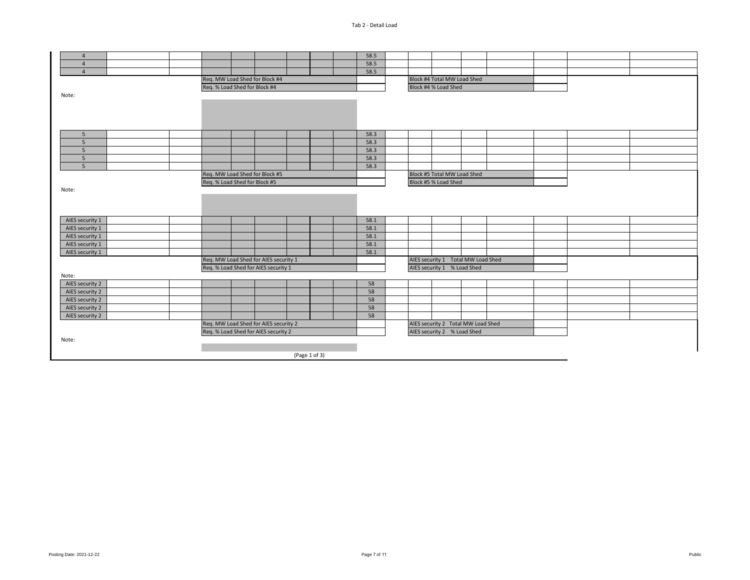Tab 2 - Detail Load

| | | | | | | | | | | | | | | | | | |
|---|---|---|---|---|---|---|---|---|---|---|---|---|---|---|---|---|---|
| 4 | | | | | | | | | 58.5 | | | | | | | | |
| 4 | | | | | | | | | 58.5 | | | | | | | | |
| 4 | | | | | | | | | 58.5 | | | | | | | | |
| | | | Req. MW Load Shed for Block #4 | | | | | | | | Block #4 Total MW Load Shed | | | | | | |
| | | | Req. % Load Shed for Block #4 | | | | | | | | Block #4 % Load Shed | | | | | | |

Note:

| | | | | | | | | | | | | | | | | | |
|---|---|---|---|---|---|---|---|---|---|---|---|---|---|---|---|---|---|
| 5 | | | | | | | | | 58.3 | | | | | | | | |
| 5 | | | | | | | | | 58.3 | | | | | | | | |
| 5 | | | | | | | | | 58.3 | | | | | | | | |
| 5 | | | | | | | | | 58.3 | | | | | | | | |
| 5 | | | | | | | | | 58.3 | | | | | | | | |
| | | | Req. MW Load Shed for Block #5 | | | | | | | | Block #5 Total MW Load Shed | | | | | | |
| | | | Req. % Load Shed for Block #5 | | | | | | | | Block #5 % Load Shed | | | | | | |

Note:

| | | | | | | | | | | | | | | | | | |
|---|---|---|---|---|---|---|---|---|---|---|---|---|---|---|---|---|---|
| AIES security 1 | | | | | | | | | 58.1 | | | | | | | | |
| AIES security 1 | | | | | | | | | 58.1 | | | | | | | | |
| AIES security 1 | | | | | | | | | 58.1 | | | | | | | | |
| AIES security 1 | | | | | | | | | 58.1 | | | | | | | | |
| AIES security 1 | | | | | | | | | 58.1 | | | | | | | | |
| | | | Req. MW Load Shed for AIES security 1 | | | | | | | | AIES security 1 Total MW Load Shed | | | | | | |
| | | | Req. % Load Shed for AIES security 1 | | | | | | | | AIES security 1 % Load Shed | | | | | | |

Note:

| | | | | | | | | | | | | | | | | | |
|---|---|---|---|---|---|---|---|---|---|---|---|---|---|---|---|---|---|
| AIES security 2 | | | | | | | | | 58 | | | | | | | | |
| AIES security 2 | | | | | | | | | 58 | | | | | | | | |
| AIES security 2 | | | | | | | | | 58 | | | | | | | | |
| AIES security 2 | | | | | | | | | 58 | | | | | | | | |
| AIES security 2 | | | | | | | | | 58 | | | | | | | | |
| | | | Req. MW Load Shed for AIES security 2 | | | | | | | | AIES security 2 Total MW Load Shed | | | | | | |
| | | | Req. % Load Shed for AIES security 2 | | | | | | | | AIES security 2 % Load Shed | | | | | | |

Note:

(Page 1 of 3)

Posting Date: 2021-12-22

Public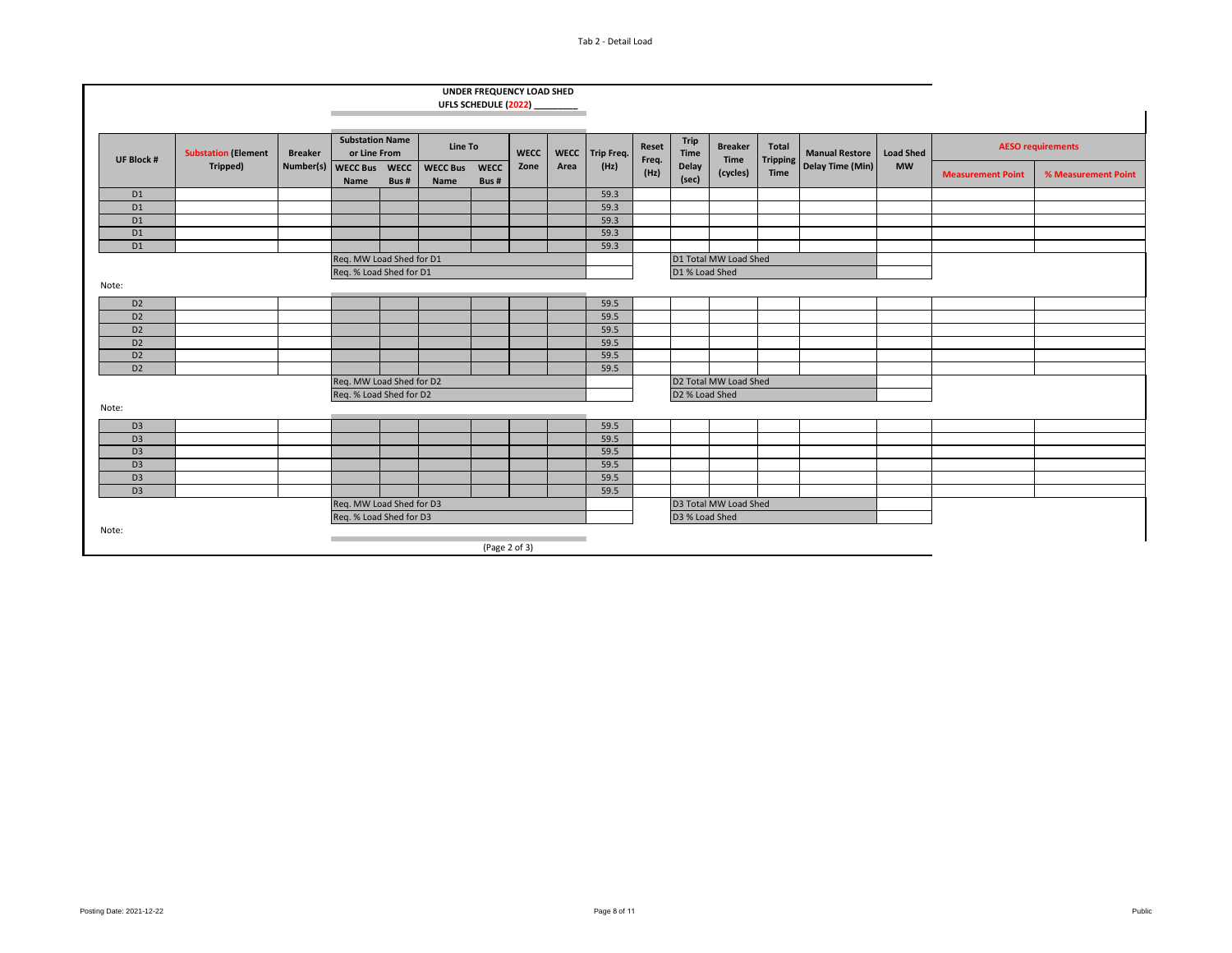Tab 2 - Detail Load

**UNDER FREQUENCY LOAD SHED**

**UFLS SCHEDULE (2022) ________**

| UF Block # | Substation (Element Tripped) | Breaker Number(s) | Substation Name or Line From | | Line To | | WECC Zone | WECC Area | Trip Freq. (Hz) | Reset Freq. (Hz) | Trip Time Delay (sec) | Breaker Time (cycles) | Total Tripping Time | Manual Restore Delay Time (Min) | Load Shed MW | AESO requirements | |
|---|---|---|---|---|---|---|---|---|---|---|---|---|---|---|---|---|---|
| | | | WECC Bus Name | WECC Bus # | WECC Bus Name | WECC Bus # | | | | | | | | | | Measurement Point | % Measurement Point |
| D1 | | | | | | | | | 59.3 | | | | | | | | |
| D1 | | | | | | | | | 59.3 | | | | | | | | |
| D1 | | | | | | | | | 59.3 | | | | | | | | |
| D1 | | | | | | | | | 59.3 | | | | | | | | |
| D1 | | | | | | | | | 59.3 | | | | | | | | |
| | | | Req. MW Load Shed for D1 | | | | | | | | D1 Total MW Load Shed | | | | | | |
| | | | Req. % Load Shed for D1 | | | | | | | | D1 % Load Shed | | | | | | |

Note:

| UF Block # | Substation (Element Tripped) | Breaker Number(s) | WECC Bus Name | WECC Bus # | WECC Bus Name | WECC Bus # | WECC Zone | WECC Area | Trip Freq. (Hz) | Reset Freq. (Hz) | Trip Time Delay (sec) | Breaker Time (cycles) | Total Tripping Time | Manual Restore Delay Time (Min) | Load Shed MW | Measurement Point | % Measurement Point |
|---|---|---|---|---|---|---|---|---|---|---|---|---|---|---|---|---|---|
| D2 | | | | | | | | | 59.5 | | | | | | | | |
| D2 | | | | | | | | | 59.5 | | | | | | | | |
| D2 | | | | | | | | | 59.5 | | | | | | | | |
| D2 | | | | | | | | | 59.5 | | | | | | | | |
| D2 | | | | | | | | | 59.5 | | | | | | | | |
| D2 | | | | | | | | | 59.5 | | | | | | | | |
| | | | Req. MW Load Shed for D2 | | | | | | | | D2 Total MW Load Shed | | | | | | |
| | | | Req. % Load Shed for D2 | | | | | | | | D2 % Load Shed | | | | | | |

Note:

| UF Block # | Substation (Element Tripped) | Breaker Number(s) | WECC Bus Name | WECC Bus # | WECC Bus Name | WECC Bus # | WECC Zone | WECC Area | Trip Freq. (Hz) | Reset Freq. (Hz) | Trip Time Delay (sec) | Breaker Time (cycles) | Total Tripping Time | Manual Restore Delay Time (Min) | Load Shed MW | Measurement Point | % Measurement Point |
|---|---|---|---|---|---|---|---|---|---|---|---|---|---|---|---|---|---|
| D3 | | | | | | | | | 59.5 | | | | | | | | |
| D3 | | | | | | | | | 59.5 | | | | | | | | |
| D3 | | | | | | | | | 59.5 | | | | | | | | |
| D3 | | | | | | | | | 59.5 | | | | | | | | |
| D3 | | | | | | | | | 59.5 | | | | | | | | |
| D3 | | | | | | | | | 59.5 | | | | | | | | |
| | | | Req. MW Load Shed for D3 | | | | | | | | D3 Total MW Load Shed | | | | | | |
| | | | Req. % Load Shed for D3 | | | | | | | | D3 % Load Shed | | | | | | |

Note:

(Page 2 of 3)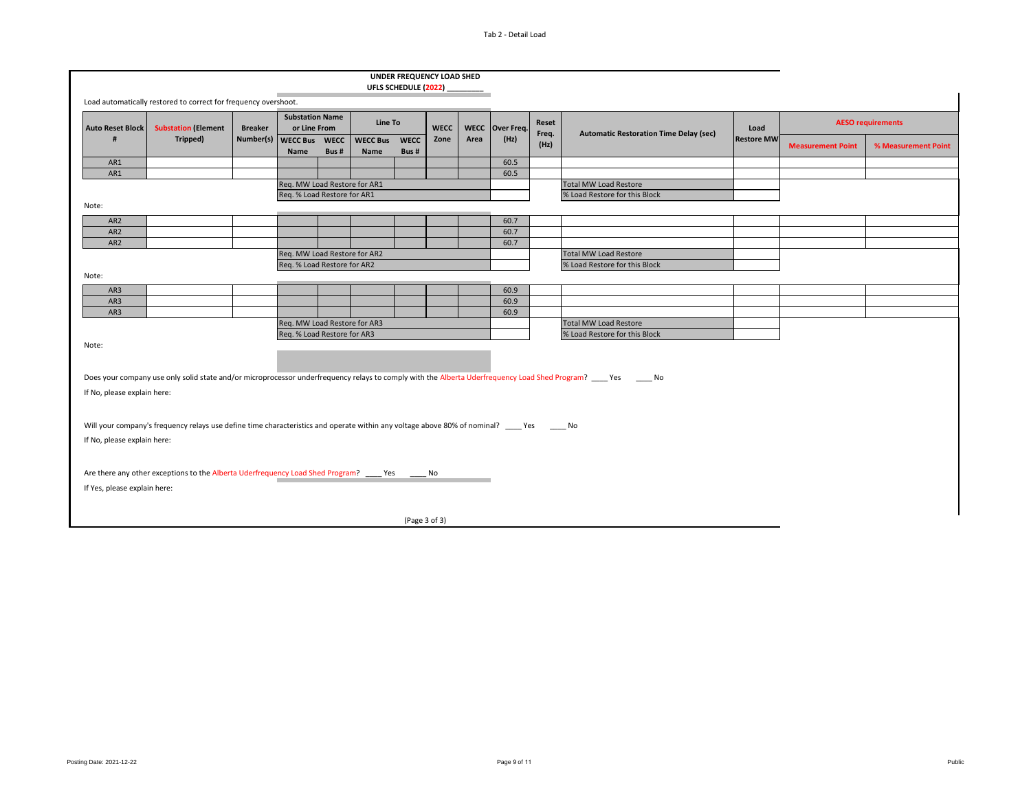Tab 2 - Detail Load

## UNDER FREQUENCY LOAD SHED
### UFLS SCHEDULE (2022) _________

Load automatically restored to correct for frequency overshoot.

| Auto Reset Block # | Substation (Element Tripped) | Breaker Number(s) | Substation Name or Line From | | Line To | | WECC Zone | WECC Area | Over Freq. (Hz) | Reset Freq. (Hz) | Automatic Restoration Time Delay (sec) | Load Restore MW | AESO requirements | |
|---|---|---|---|---|---|---|---|---|---|---|---|---|---|---|
| | | | WECC Bus Name | WECC Bus # | WECC Bus Name | WECC Bus # | | | | | | | Measurement Point | % Measurement Point |
| AR1 | | | | | | | | | 60.5 | | | | | |
| AR1 | | | | | | | | | 60.5 | | | | | |
| | | | Req. MW Load Restore for AR1 | | | | | | | | Total MW Load Restore | | | |
| | | | Req. % Load Restore for AR1 | | | | | | | | % Load Restore for this Block | | | |

Note:

| Auto Reset Block # | Substation (Element Tripped) | Breaker Number(s) | WECC Bus Name | WECC Bus # | WECC Bus Name | WECC Bus # | WECC Zone | WECC Area | Over Freq. (Hz) | Reset Freq. (Hz) | Automatic Restoration Time Delay (sec) | Load Restore MW | Measurement Point | % Measurement Point |
|---|---|---|---|---|---|---|---|---|---|---|---|---|---|---|
| AR2 | | | | | | | | | 60.7 | | | | | |
| AR2 | | | | | | | | | 60.7 | | | | | |
| AR2 | | | | | | | | | 60.7 | | | | | |
| | | | Req. MW Load Restore for AR2 | | | | | | | | Total MW Load Restore | | | |
| | | | Req. % Load Restore for AR2 | | | | | | | | % Load Restore for this Block | | | |

Note:

| Auto Reset Block # | Substation (Element Tripped) | Breaker Number(s) | WECC Bus Name | WECC Bus # | WECC Bus Name | WECC Bus # | WECC Zone | WECC Area | Over Freq. (Hz) | Reset Freq. (Hz) | Automatic Restoration Time Delay (sec) | Load Restore MW | Measurement Point | % Measurement Point |
|---|---|---|---|---|---|---|---|---|---|---|---|---|---|---|
| AR3 | | | | | | | | | 60.9 | | | | | |
| AR3 | | | | | | | | | 60.9 | | | | | |
| AR3 | | | | | | | | | 60.9 | | | | | |
| | | | Req. MW Load Restore for AR3 | | | | | | | | Total MW Load Restore | | | |
| | | | Req. % Load Restore for AR3 | | | | | | | | % Load Restore for this Block | | | |

Note:

Does your company use only solid state and/or microprocessor underfrequency relays to comply with the Alberta Uderfrequency Load Shed Program? ____ Yes ____ No

If No, please explain here:

Will your company's frequency relays use define time characteristics and operate within any voltage above 80% of nominal? ____ Yes ____ No

If No, please explain here:

Are there any other exceptions to the Alberta Uderfrequency Load Shed Program? ____ Yes ____ No

If Yes, please explain here:

(Page 3 of 3)

Posting Date: 2021-12-22

Public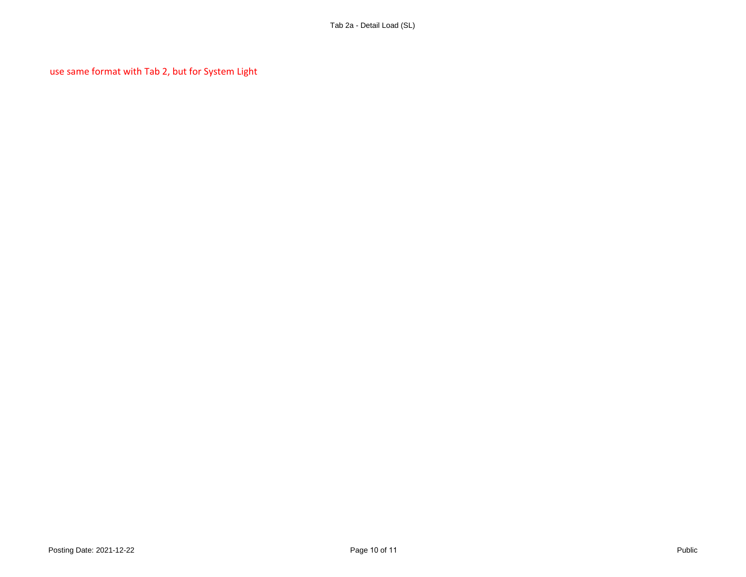use same format with Tab 2, but for System Light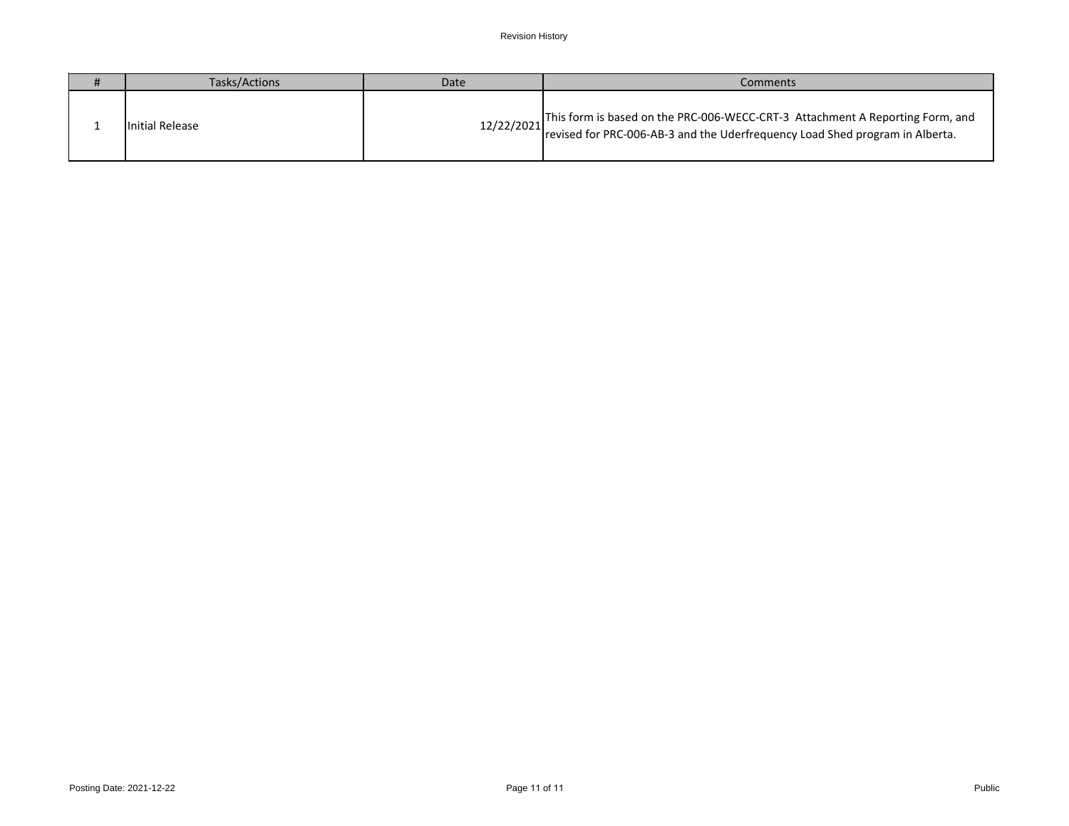| # | Tasks/Actions | Date | Comments |
|---|---|---|---|
| 1 | Initial Release | 12/22/2021 | This form is based on the PRC-006-WECC-CRT-3 Attachment A Reporting Form, and revised for PRC-006-AB-3 and the Uderfrequency Load Shed program in Alberta. |